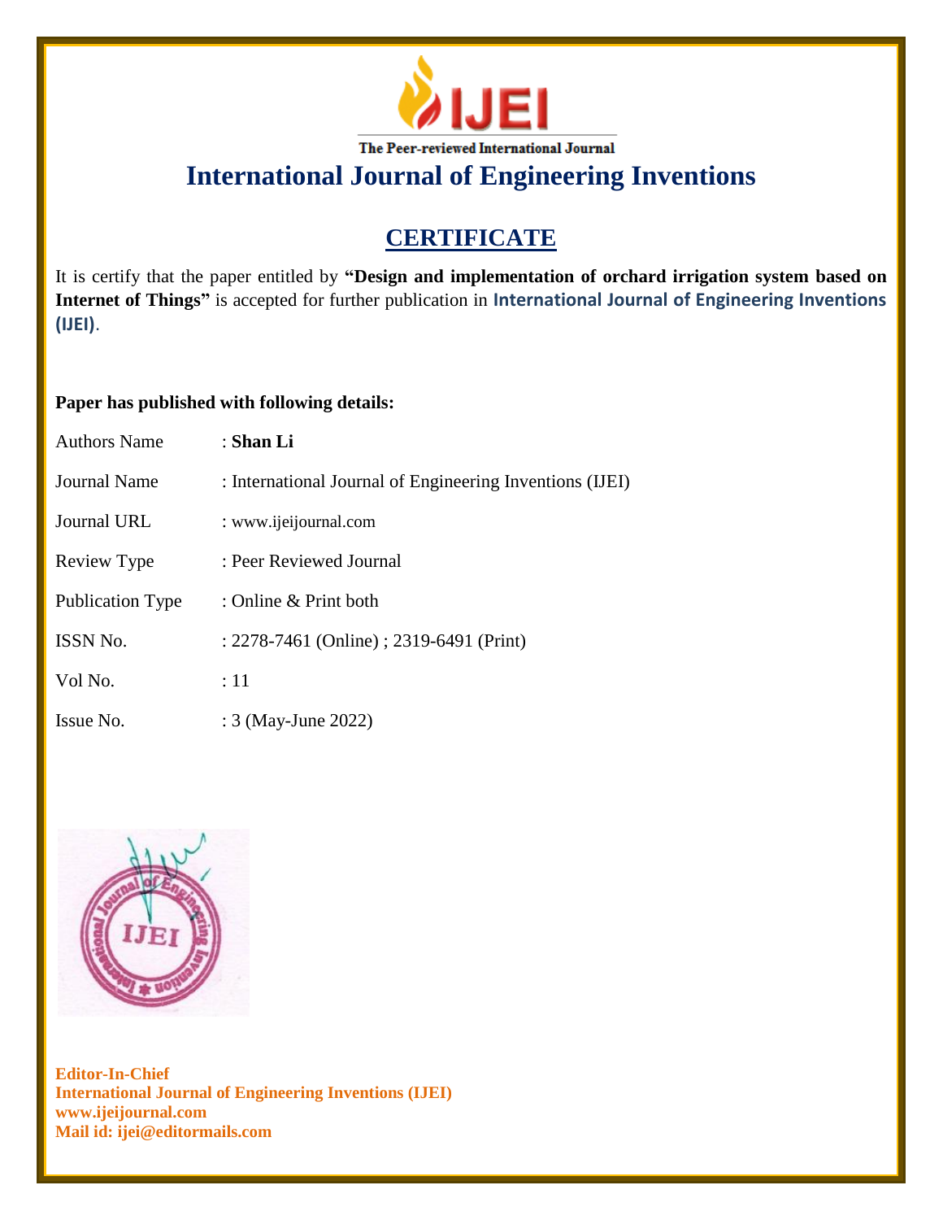IJEI

The Peer-reviewed International Journal

# International Journal of Engineering Inventions

## CERTIFICATE

It is certify that the paper entitled by **"Design and implementation of orchard irrigation system based on Internet of Things"** is accepted for further publication in **International Journal of Engineering Inventions (IJEI)**.

**Paper has published with following details:**

| | |
|---|---|
| Authors Name | : **Shan Li** |
| Journal Name | : International Journal of Engineering Inventions (IJEI) |
| Journal URL | : www.ijeijournal.com |
| Review Type | : Peer Reviewed Journal |
| Publication Type | : Online & Print both |
| ISSN No. | : 2278-7461 (Online) ; 2319-6491 (Print) |
| Vol No. | : 11 |
| Issue No. | : 3 (May-June 2022) |

**Editor-In-Chief**
**International Journal of Engineering Inventions (IJEI)**
**www.ijeijournal.com**
**Mail id: ijei@editormails.com**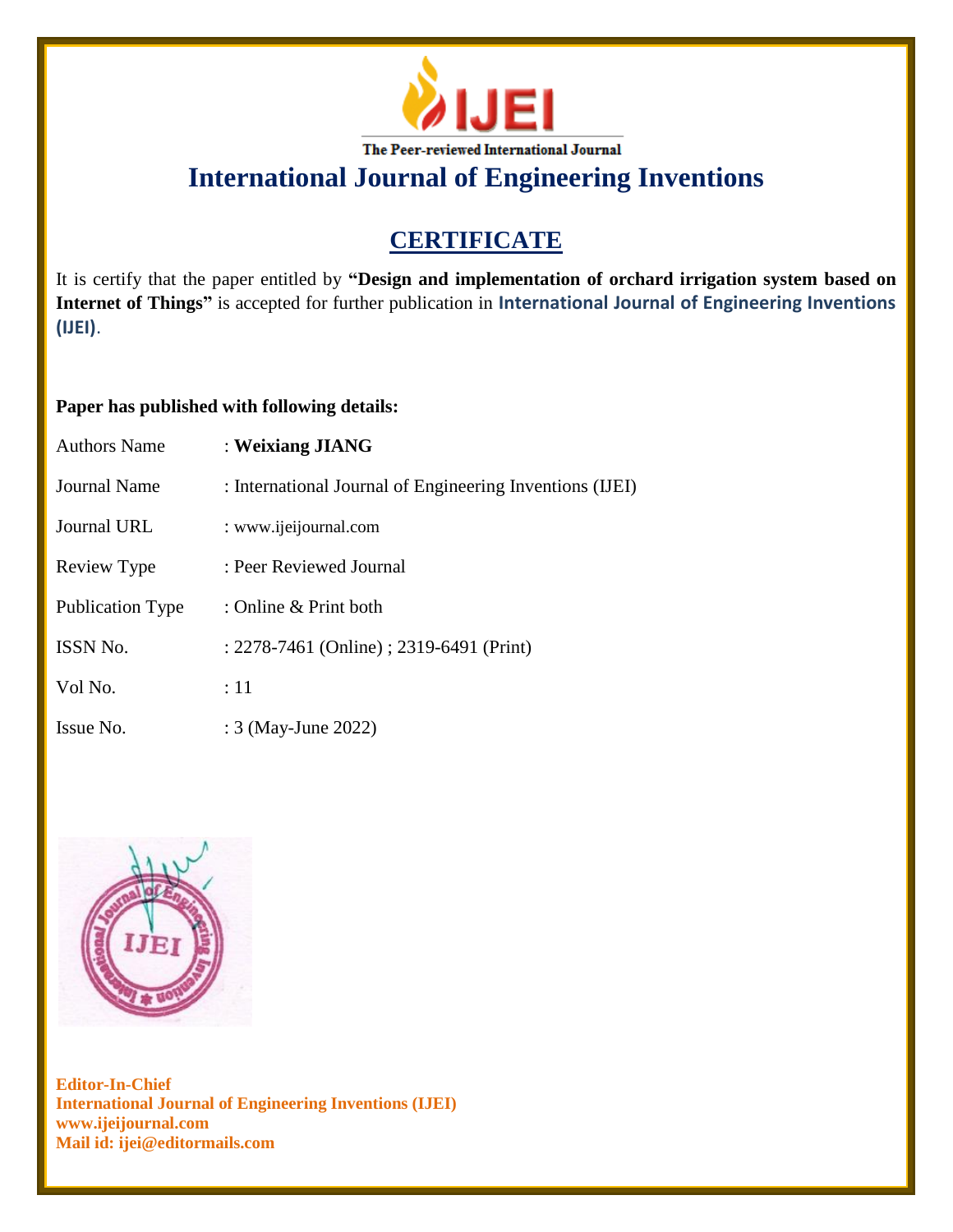IJEI

The Peer-reviewed International Journal

# International Journal of Engineering Inventions

## CERTIFICATE

It is certify that the paper entitled by **"Design and implementation of orchard irrigation system based on Internet of Things"** is accepted for further publication in **International Journal of Engineering Inventions (IJEI)**.

**Paper has published with following details:**

| | |
|---|---|
| Authors Name | : **Weixiang JIANG** |
| Journal Name | : International Journal of Engineering Inventions (IJEI) |
| Journal URL | : www.ijeijournal.com |
| Review Type | : Peer Reviewed Journal |
| Publication Type | : Online & Print both |
| ISSN No. | : 2278-7461 (Online) ; 2319-6491 (Print) |
| Vol No. | : 11 |
| Issue No. | : 3 (May-June 2022) |

**Editor-In-Chief**
**International Journal of Engineering Inventions (IJEI)**
**www.ijeijournal.com**
**Mail id: ijei@editormails.com**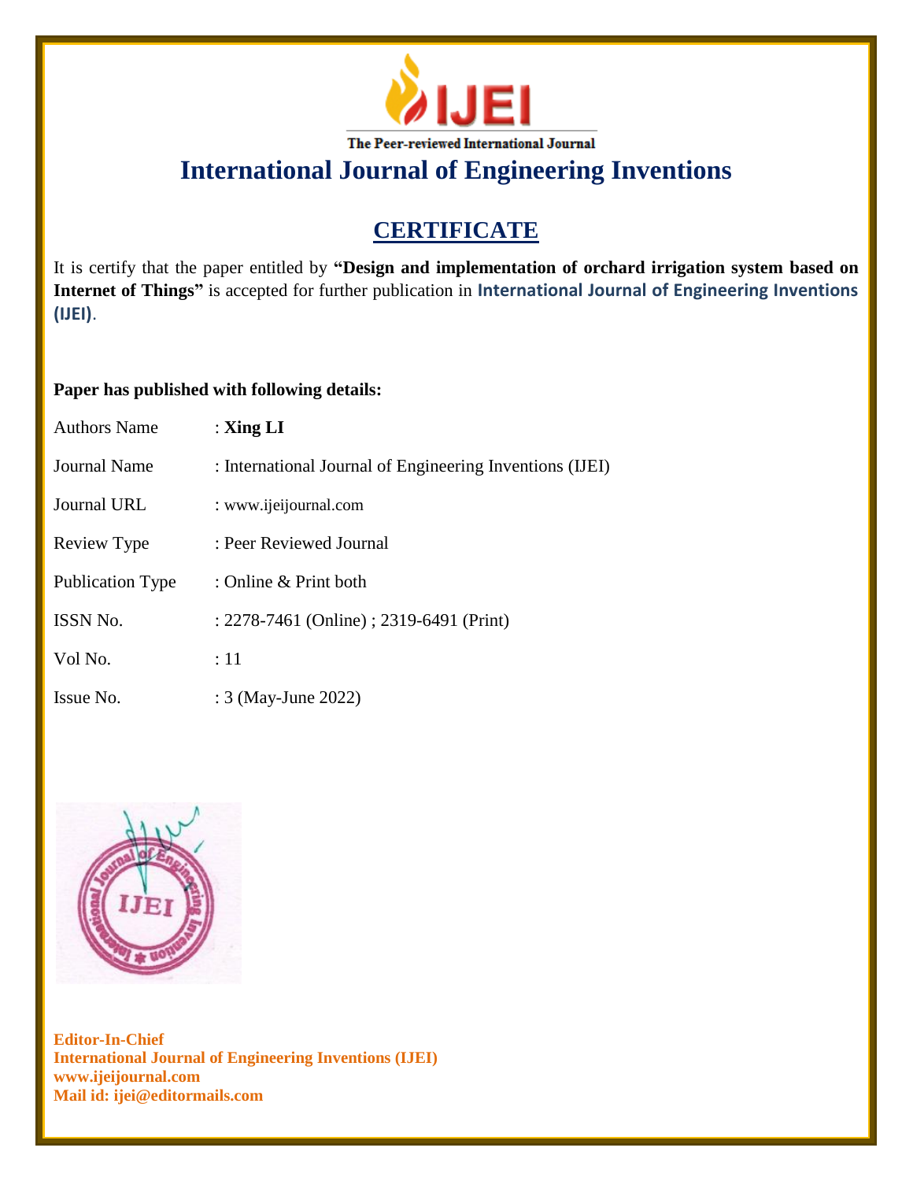The Peer-reviewed International Journal

# International Journal of Engineering Inventions

## CERTIFICATE

It is certify that the paper entitled by **"Design and implementation of orchard irrigation system based on Internet of Things"** is accepted for further publication in **International Journal of Engineering Inventions (IJEI)**.

**Paper has published with following details:**

| | |
|---|---|
| Authors Name | : **Xing LI** |
| Journal Name | : International Journal of Engineering Inventions (IJEI) |
| Journal URL | : www.ijeijournal.com |
| Review Type | : Peer Reviewed Journal |
| Publication Type | : Online & Print both |
| ISSN No. | : 2278-7461 (Online) ; 2319-6491 (Print) |
| Vol No. | : 11 |
| Issue No. | : 3 (May-June 2022) |

**Editor-In-Chief**
**International Journal of Engineering Inventions (IJEI)**
**www.ijeijournal.com**
**Mail id: ijei@editormails.com**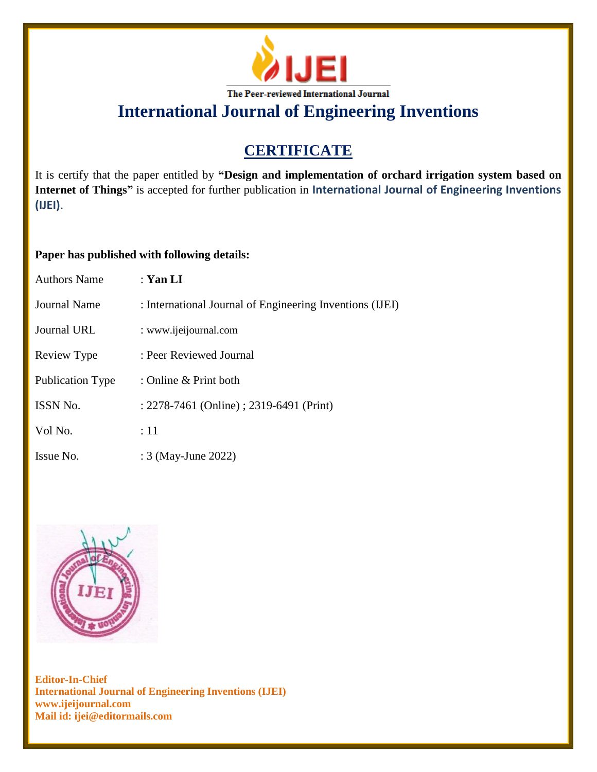The Peer-reviewed International Journal

# International Journal of Engineering Inventions

## CERTIFICATE

It is certify that the paper entitled by **"Design and implementation of orchard irrigation system based on Internet of Things"** is accepted for further publication in **International Journal of Engineering Inventions (IJEI)**.

**Paper has published with following details:**

| | |
|---|---|
| Authors Name | : **Yan LI** |
| Journal Name | : International Journal of Engineering Inventions (IJEI) |
| Journal URL | : www.ijeijournal.com |
| Review Type | : Peer Reviewed Journal |
| Publication Type | : Online & Print both |
| ISSN No. | : 2278-7461 (Online) ; 2319-6491 (Print) |
| Vol No. | : 11 |
| Issue No. | : 3 (May-June 2022) |

**Editor-In-Chief**
**International Journal of Engineering Inventions (IJEI)**
**www.ijeijournal.com**
**Mail id: ijei@editormails.com**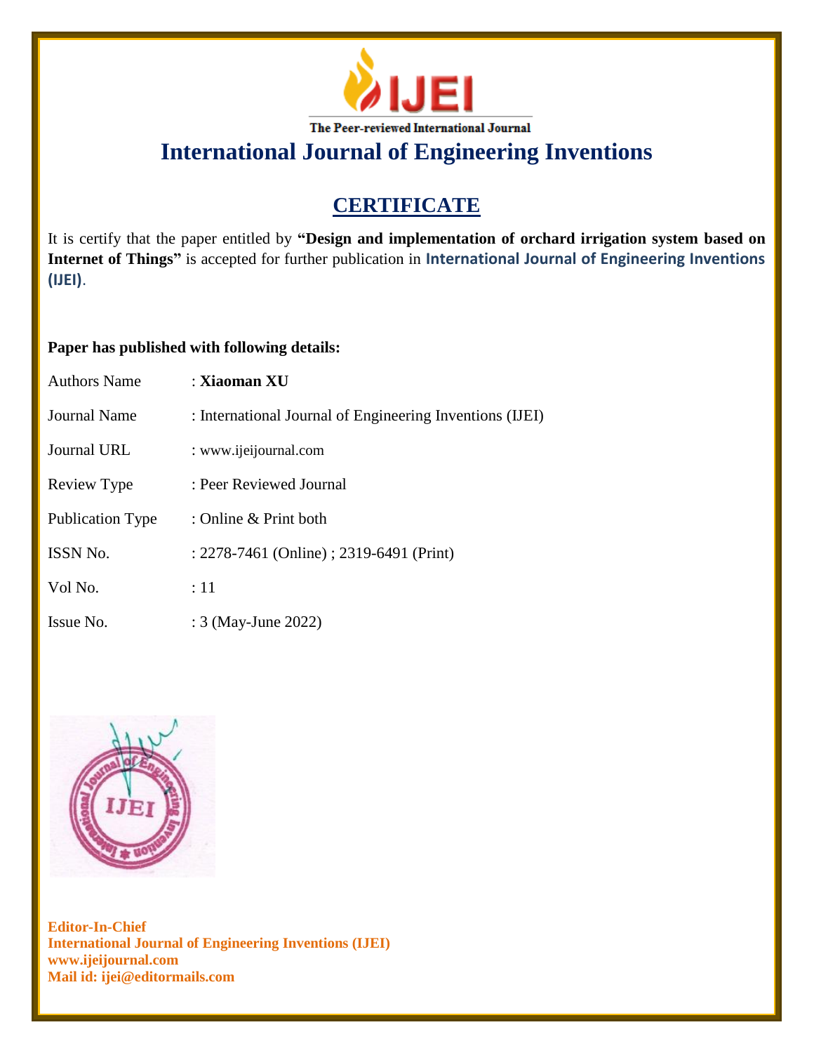The Peer-reviewed International Journal

# International Journal of Engineering Inventions

## CERTIFICATE

It is certify that the paper entitled by **"Design and implementation of orchard irrigation system based on Internet of Things"** is accepted for further publication in **International Journal of Engineering Inventions (IJEI)**.

**Paper has published with following details:**

| | |
|---|---|
| Authors Name | : **Xiaoman XU** |
| Journal Name | : International Journal of Engineering Inventions (IJEI) |
| Journal URL | : www.ijeijournal.com |
| Review Type | : Peer Reviewed Journal |
| Publication Type | : Online & Print both |
| ISSN No. | : 2278-7461 (Online) ; 2319-6491 (Print) |
| Vol No. | : 11 |
| Issue No. | : 3 (May-June 2022) |

**Editor-In-Chief**
**International Journal of Engineering Inventions (IJEI)**
**www.ijeijournal.com**
**Mail id: ijei@editormails.com**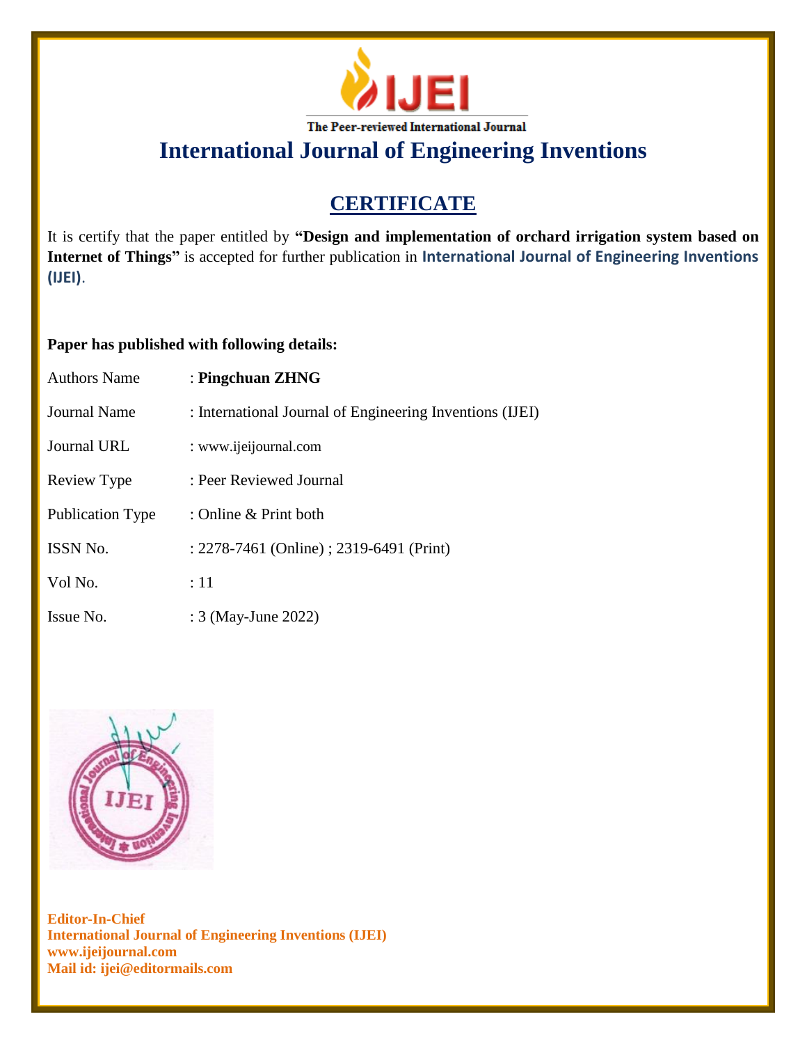IJEI

The Peer-reviewed International Journal

# International Journal of Engineering Inventions

## CERTIFICATE

It is certify that the paper entitled by **"Design and implementation of orchard irrigation system based on Internet of Things"** is accepted for further publication in **International Journal of Engineering Inventions (IJEI)**.

**Paper has published with following details:**

| | |
|---|---|
| Authors Name | : **Pingchuan ZHNG** |
| Journal Name | : International Journal of Engineering Inventions (IJEI) |
| Journal URL | : www.ijeijournal.com |
| Review Type | : Peer Reviewed Journal |
| Publication Type | : Online & Print both |
| ISSN No. | : 2278-7461 (Online) ; 2319-6491 (Print) |
| Vol No. | : 11 |
| Issue No. | : 3 (May-June 2022) |

**Editor-In-Chief**
**International Journal of Engineering Inventions (IJEI)**
**www.ijeijournal.com**
**Mail id: ijei@editormails.com**